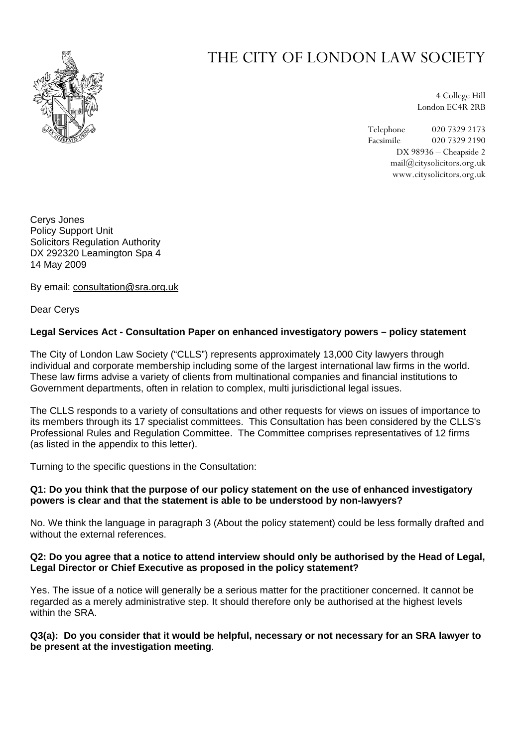# THE CITY OF LONDON LAW SOCIETY

4 College Hill
London EC4R 2RB

Telephone 020 7329 2173
Facsimile 020 7329 2190
DX 98936 – Cheapside 2
mail@citysolicitors.org.uk
www.citysolicitors.org.uk

Cerys Jones
Policy Support Unit
Solicitors Regulation Authority
DX 292320 Leamington Spa 4
14 May 2009

By email: consultation@sra.org.uk

Dear Cerys

**Legal Services Act - Consultation Paper on enhanced investigatory powers – policy statement**

The City of London Law Society ("CLLS") represents approximately 13,000 City lawyers through individual and corporate membership including some of the largest international law firms in the world. These law firms advise a variety of clients from multinational companies and financial institutions to Government departments, often in relation to complex, multi jurisdictional legal issues.

The CLLS responds to a variety of consultations and other requests for views on issues of importance to its members through its 17 specialist committees. This Consultation has been considered by the CLLS's Professional Rules and Regulation Committee. The Committee comprises representatives of 12 firms (as listed in the appendix to this letter).

Turning to the specific questions in the Consultation:

**Q1: Do you think that the purpose of our policy statement on the use of enhanced investigatory powers is clear and that the statement is able to be understood by non-lawyers?**

No. We think the language in paragraph 3 (About the policy statement) could be less formally drafted and without the external references.

**Q2: Do you agree that a notice to attend interview should only be authorised by the Head of Legal, Legal Director or Chief Executive as proposed in the policy statement?**

Yes. The issue of a notice will generally be a serious matter for the practitioner concerned. It cannot be regarded as a merely administrative step. It should therefore only be authorised at the highest levels within the SRA.

**Q3(a): Do you consider that it would be helpful, necessary or not necessary for an SRA lawyer to be present at the investigation meeting**.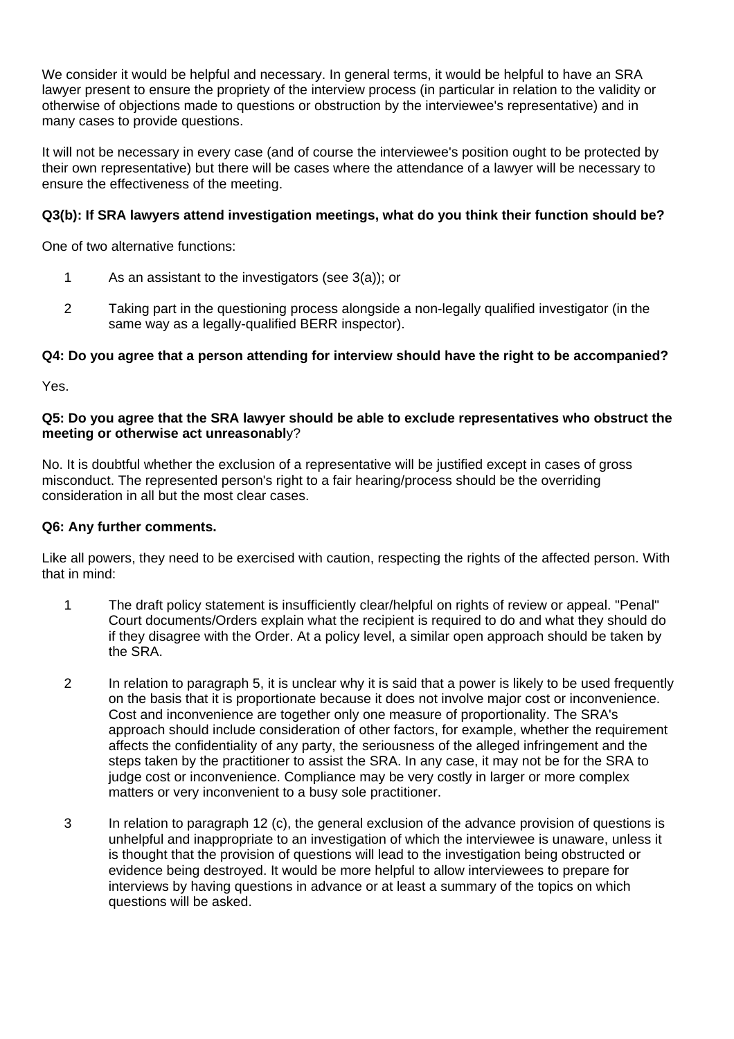We consider it would be helpful and necessary. In general terms, it would be helpful to have an SRA lawyer present to ensure the propriety of the interview process (in particular in relation to the validity or otherwise of objections made to questions or obstruction by the interviewee's representative) and in many cases to provide questions.

It will not be necessary in every case (and of course the interviewee's position ought to be protected by their own representative) but there will be cases where the attendance of a lawyer will be necessary to ensure the effectiveness of the meeting.

**Q3(b): If SRA lawyers attend investigation meetings, what do you think their function should be?**

One of two alternative functions:

1. As an assistant to the investigators (see 3(a)); or
2. Taking part in the questioning process alongside a non-legally qualified investigator (in the same way as a legally-qualified BERR inspector).

**Q4: Do you agree that a person attending for interview should have the right to be accompanied?**

Yes.

**Q5: Do you agree that the SRA lawyer should be able to exclude representatives who obstruct the meeting or otherwise act unreasonabl**y?

No. It is doubtful whether the exclusion of a representative will be justified except in cases of gross misconduct. The represented person's right to a fair hearing/process should be the overriding consideration in all but the most clear cases.

**Q6: Any further comments.**

Like all powers, they need to be exercised with caution, respecting the rights of the affected person. With that in mind:

1. The draft policy statement is insufficiently clear/helpful on rights of review or appeal. "Penal" Court documents/Orders explain what the recipient is required to do and what they should do if they disagree with the Order. At a policy level, a similar open approach should be taken by the SRA.
2. In relation to paragraph 5, it is unclear why it is said that a power is likely to be used frequently on the basis that it is proportionate because it does not involve major cost or inconvenience. Cost and inconvenience are together only one measure of proportionality. The SRA's approach should include consideration of other factors, for example, whether the requirement affects the confidentiality of any party, the seriousness of the alleged infringement and the steps taken by the practitioner to assist the SRA. In any case, it may not be for the SRA to judge cost or inconvenience. Compliance may be very costly in larger or more complex matters or very inconvenient to a busy sole practitioner.
3. In relation to paragraph 12 (c), the general exclusion of the advance provision of questions is unhelpful and inappropriate to an investigation of which the interviewee is unaware, unless it is thought that the provision of questions will lead to the investigation being obstructed or evidence being destroyed. It would be more helpful to allow interviewees to prepare for interviews by having questions in advance or at least a summary of the topics on which questions will be asked.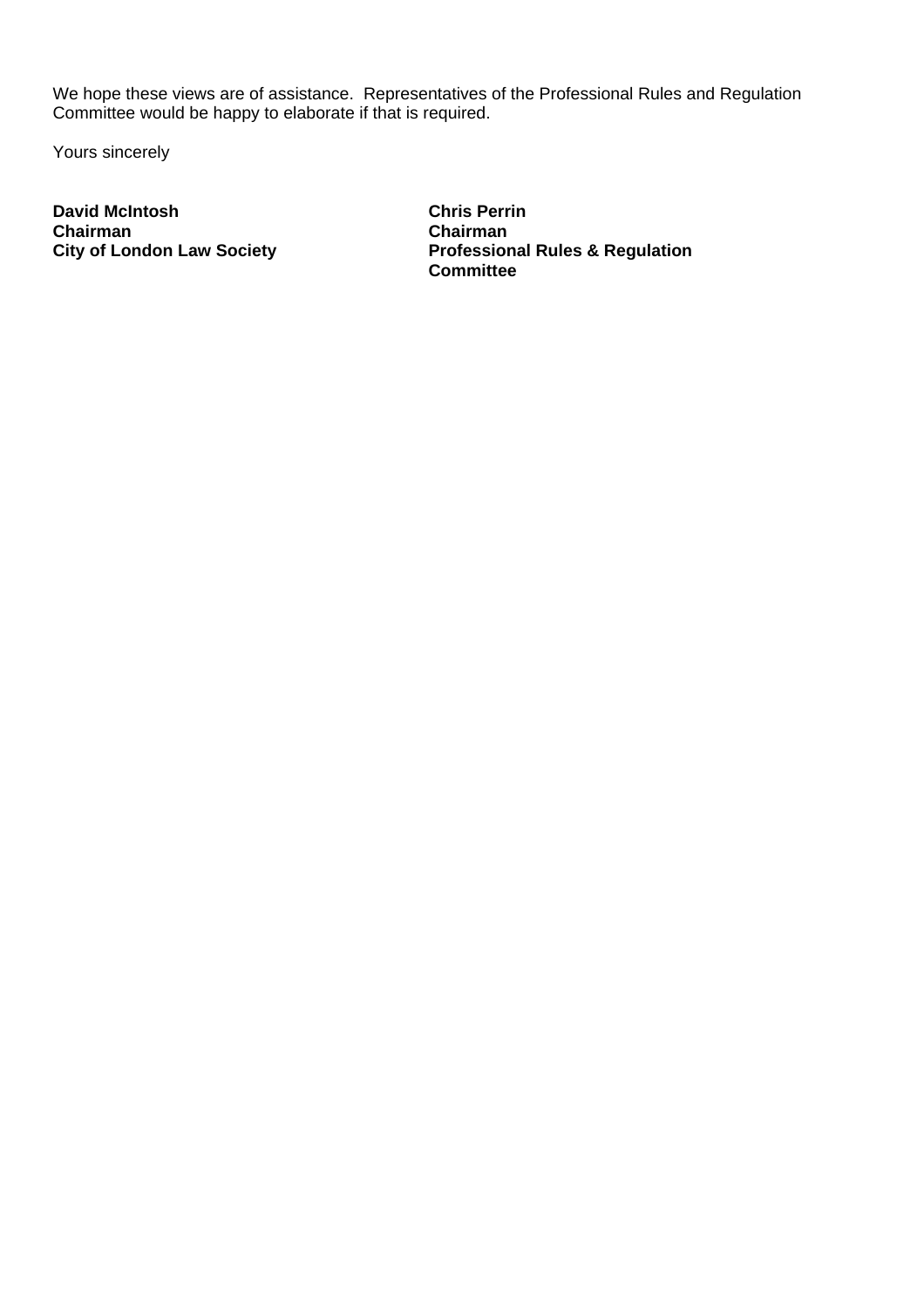We hope these views are of assistance. Representatives of the Professional Rules and Regulation Committee would be happy to elaborate if that is required.

Yours sincerely

**David McIntosh**
**Chairman**
**City of London Law Society**

**Chris Perrin**
**Chairman**
**Professional Rules & Regulation Committee**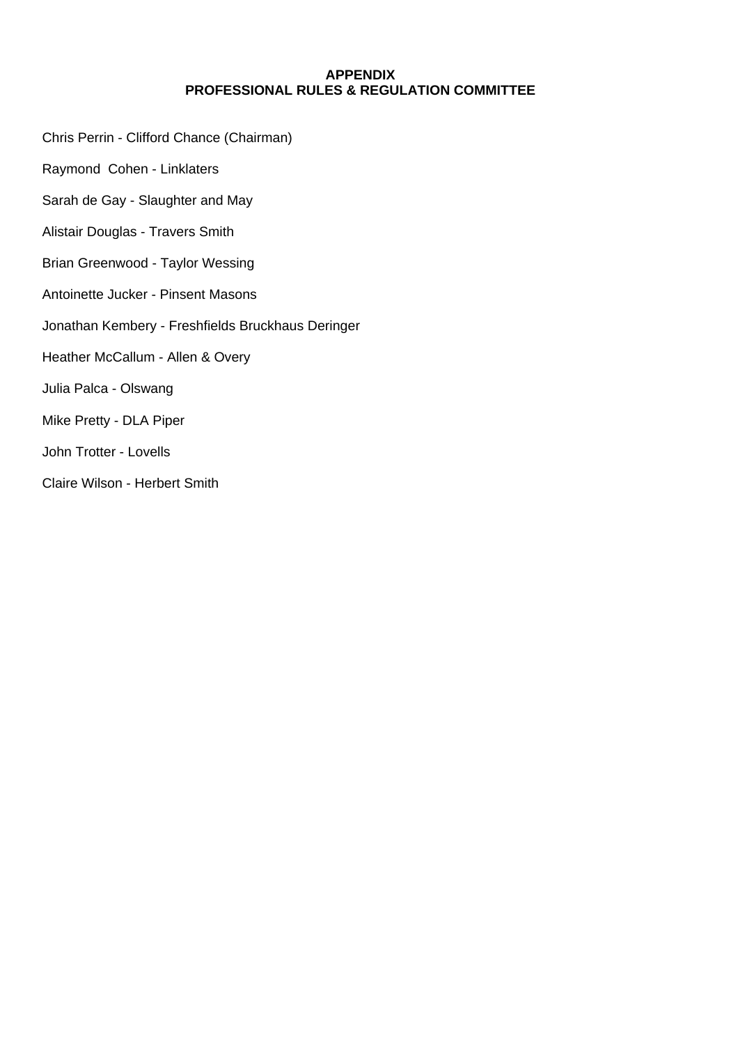**APPENDIX**
**PROFESSIONAL RULES & REGULATION COMMITTEE**

Chris Perrin - Clifford Chance (Chairman)

Raymond Cohen - Linklaters

Sarah de Gay - Slaughter and May

Alistair Douglas - Travers Smith

Brian Greenwood - Taylor Wessing

Antoinette Jucker - Pinsent Masons

Jonathan Kembery - Freshfields Bruckhaus Deringer

Heather McCallum - Allen & Overy

Julia Palca - Olswang

Mike Pretty - DLA Piper

John Trotter - Lovells

Claire Wilson - Herbert Smith